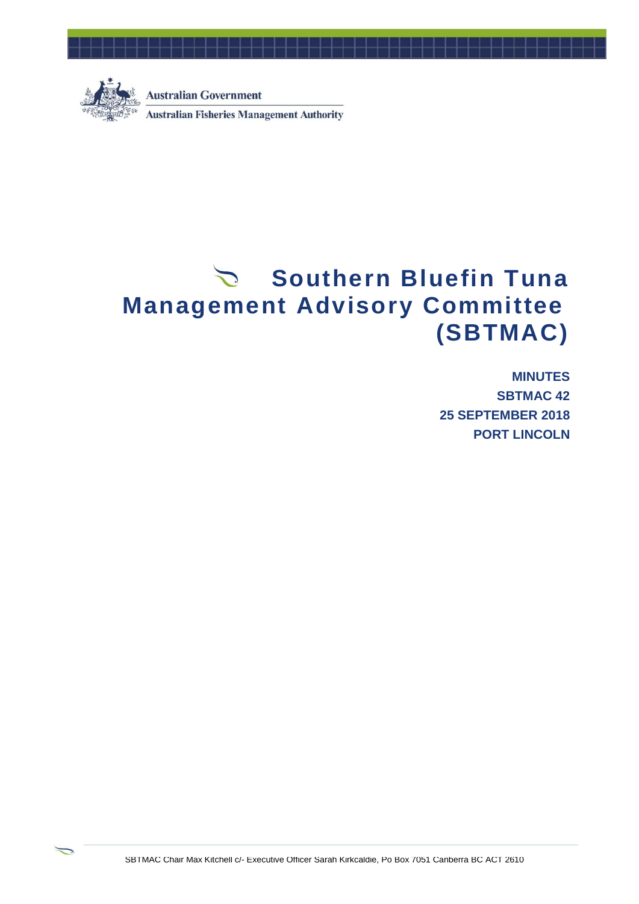Australian Government

Australian Fisheries Management Authority

# Southern Bluefin Tuna Management Advisory Committee (SBTMAC)

**MINUTES**

**SBTMAC 42**

**25 SEPTEMBER 2018**

**PORT LINCOLN**

SBTMAC Chair Max Kitchell c/- Executive Officer Sarah Kirkcaldie, Po Box 7051 Canberra BC ACT 2610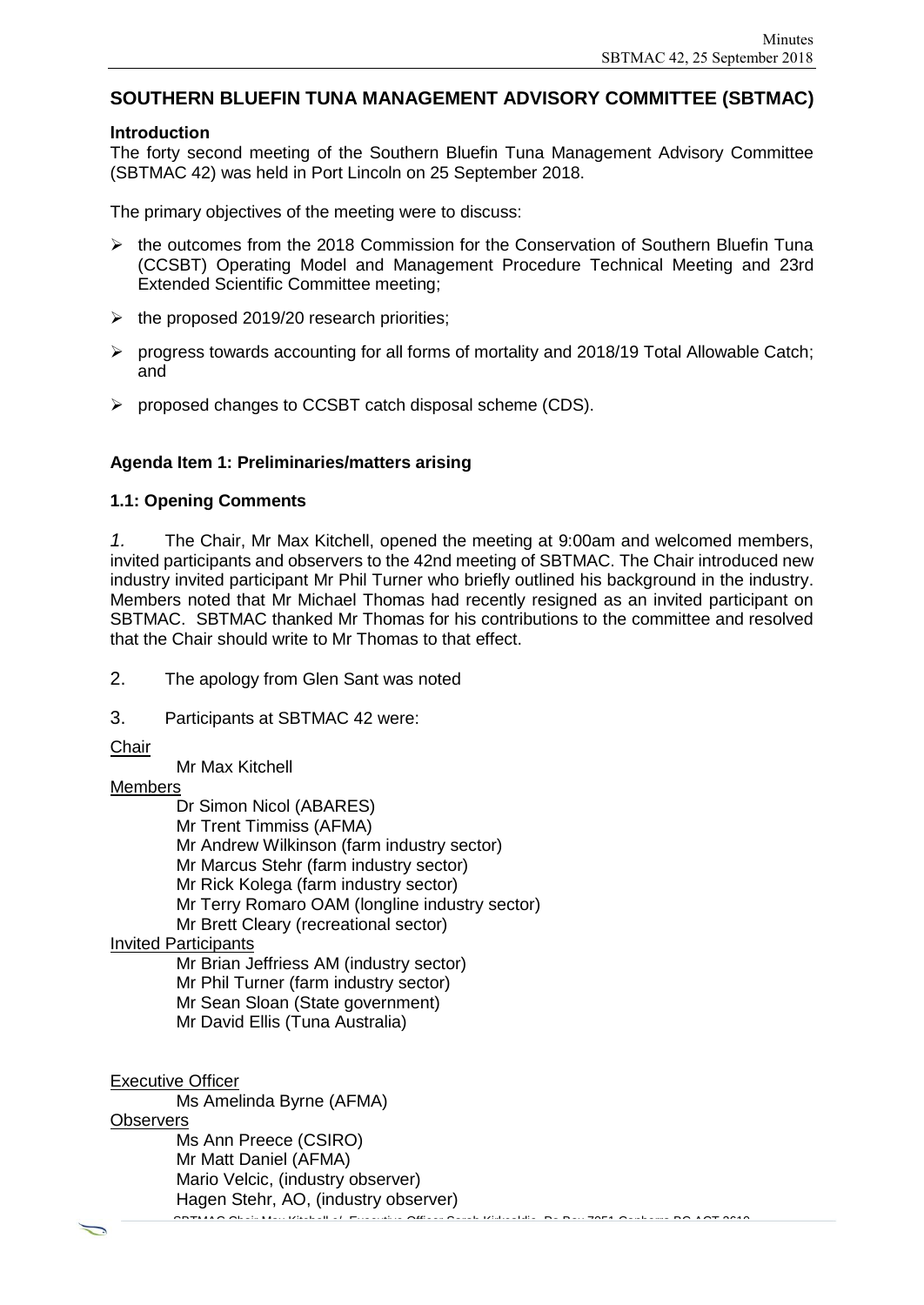## SOUTHERN BLUEFIN TUNA MANAGEMENT ADVISORY COMMITTEE (SBTMAC)

### Introduction

The forty second meeting of the Southern Bluefin Tuna Management Advisory Committee (SBTMAC 42) was held in Port Lincoln on 25 September 2018.

The primary objectives of the meeting were to discuss:

- the outcomes from the 2018 Commission for the Conservation of Southern Bluefin Tuna (CCSBT) Operating Model and Management Procedure Technical Meeting and 23rd Extended Scientific Committee meeting;
- the proposed 2019/20 research priorities;
- progress towards accounting for all forms of mortality and 2018/19 Total Allowable Catch; and
- proposed changes to CCSBT catch disposal scheme (CDS).

### Agenda Item 1: Preliminaries/matters arising

### 1.1: Opening Comments

*1.* The Chair, Mr Max Kitchell, opened the meeting at 9:00am and welcomed members, invited participants and observers to the 42nd meeting of SBTMAC. The Chair introduced new industry invited participant Mr Phil Turner who briefly outlined his background in the industry. Members noted that Mr Michael Thomas had recently resigned as an invited participant on SBTMAC. SBTMAC thanked Mr Thomas for his contributions to the committee and resolved that the Chair should write to Mr Thomas to that effect.

2. The apology from Glen Sant was noted

3. Participants at SBTMAC 42 were:

Chair

Mr Max Kitchell

Members

Dr Simon Nicol (ABARES)
Mr Trent Timmiss (AFMA)
Mr Andrew Wilkinson (farm industry sector)
Mr Marcus Stehr (farm industry sector)
Mr Rick Kolega (farm industry sector)
Mr Terry Romaro OAM (longline industry sector)
Mr Brett Cleary (recreational sector)

Invited Participants

Mr Brian Jeffriess AM (industry sector)
Mr Phil Turner (farm industry sector)
Mr Sean Sloan (State government)
Mr David Ellis (Tuna Australia)

Executive Officer

Ms Amelinda Byrne (AFMA)

Observers

Ms Ann Preece (CSIRO)
Mr Matt Daniel (AFMA)
Mario Velcic, (industry observer)
Hagen Stehr, AO, (industry observer)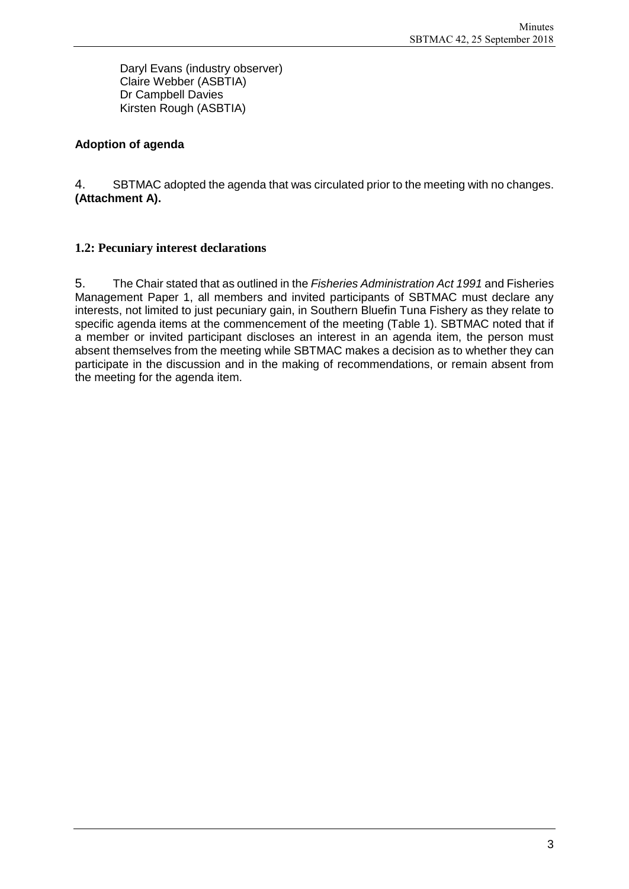Daryl Evans (industry observer)
Claire Webber (ASBTIA)
Dr Campbell Davies
Kirsten Rough (ASBTIA)

**Adoption of agenda**

4. SBTMAC adopted the agenda that was circulated prior to the meeting with no changes. **(Attachment A).**

### 1.2: Pecuniary interest declarations

5. The Chair stated that as outlined in the *Fisheries Administration Act 1991* and Fisheries Management Paper 1, all members and invited participants of SBTMAC must declare any interests, not limited to just pecuniary gain, in Southern Bluefin Tuna Fishery as they relate to specific agenda items at the commencement of the meeting (Table 1). SBTMAC noted that if a member or invited participant discloses an interest in an agenda item, the person must absent themselves from the meeting while SBTMAC makes a decision as to whether they can participate in the discussion and in the making of recommendations, or remain absent from the meeting for the agenda item.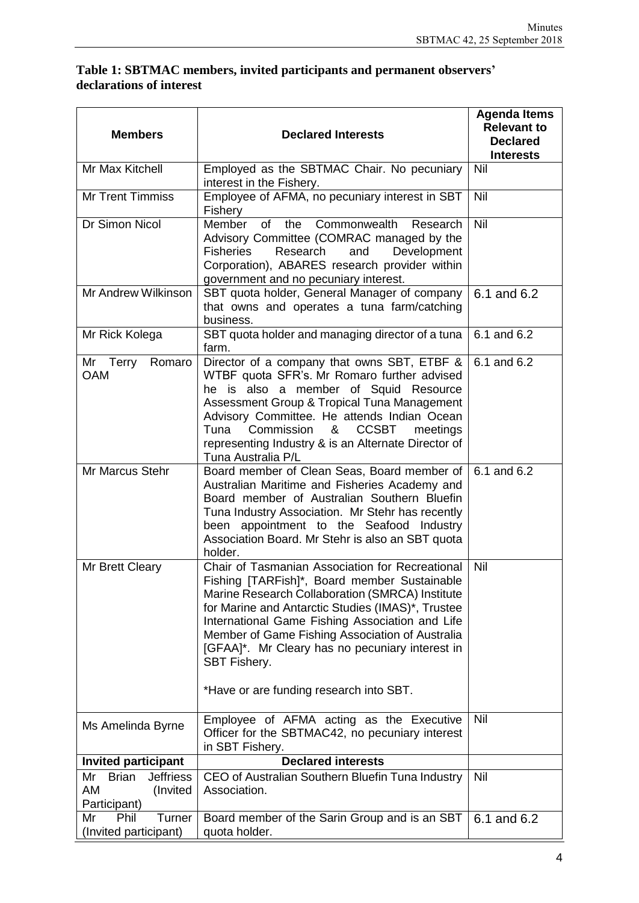**Table 1: SBTMAC members, invited participants and permanent observers' declarations of interest**

| Members | Declared Interests | Agenda Items Relevant to Declared Interests |
|---|---|---|
| Mr Max Kitchell | Employed as the SBTMAC Chair. No pecuniary interest in the Fishery. | Nil |
| Mr Trent Timmiss | Employee of AFMA, no pecuniary interest in SBT Fishery | Nil |
| Dr Simon Nicol | Member of the Commonwealth Research Advisory Committee (COMRAC managed by the Fisheries Research and Development Corporation), ABARES research provider within government and no pecuniary interest. | Nil |
| Mr Andrew Wilkinson | SBT quota holder, General Manager of company that owns and operates a tuna farm/catching business. | 6.1 and 6.2 |
| Mr Rick Kolega | SBT quota holder and managing director of a tuna farm. | 6.1 and 6.2 |
| Mr Terry Romaro OAM | Director of a company that owns SBT, ETBF & WTBF quota SFR's. Mr Romaro further advised he is also a member of Squid Resource Assessment Group & Tropical Tuna Management Advisory Committee. He attends Indian Ocean Tuna Commission & CCSBT meetings representing Industry & is an Alternate Director of Tuna Australia P/L | 6.1 and 6.2 |
| Mr Marcus Stehr | Board member of Clean Seas, Board member of Australian Maritime and Fisheries Academy and Board member of Australian Southern Bluefin Tuna Industry Association. Mr Stehr has recently been appointment to the Seafood Industry Association Board. Mr Stehr is also an SBT quota holder. | 6.1 and 6.2 |
| Mr Brett Cleary | Chair of Tasmanian Association for Recreational Fishing [TARFish]*, Board member Sustainable Marine Research Collaboration (SMRCA) Institute for Marine and Antarctic Studies (IMAS)*, Trustee International Game Fishing Association and Life Member of Game Fishing Association of Australia [GFAA]*. Mr Cleary has no pecuniary interest in SBT Fishery.<br><br>*Have or are funding research into SBT. | Nil |
| Ms Amelinda Byrne | Employee of AFMA acting as the Executive Officer for the SBTMAC42, no pecuniary interest in SBT Fishery. | Nil |
| **Invited participant** | **Declared interests** | |
| Mr Brian Jeffriess AM (Invited Participant) | CEO of Australian Southern Bluefin Tuna Industry Association. | Nil |
| Mr Phil Turner (Invited participant) | Board member of the Sarin Group and is an SBT quota holder. | 6.1 and 6.2 |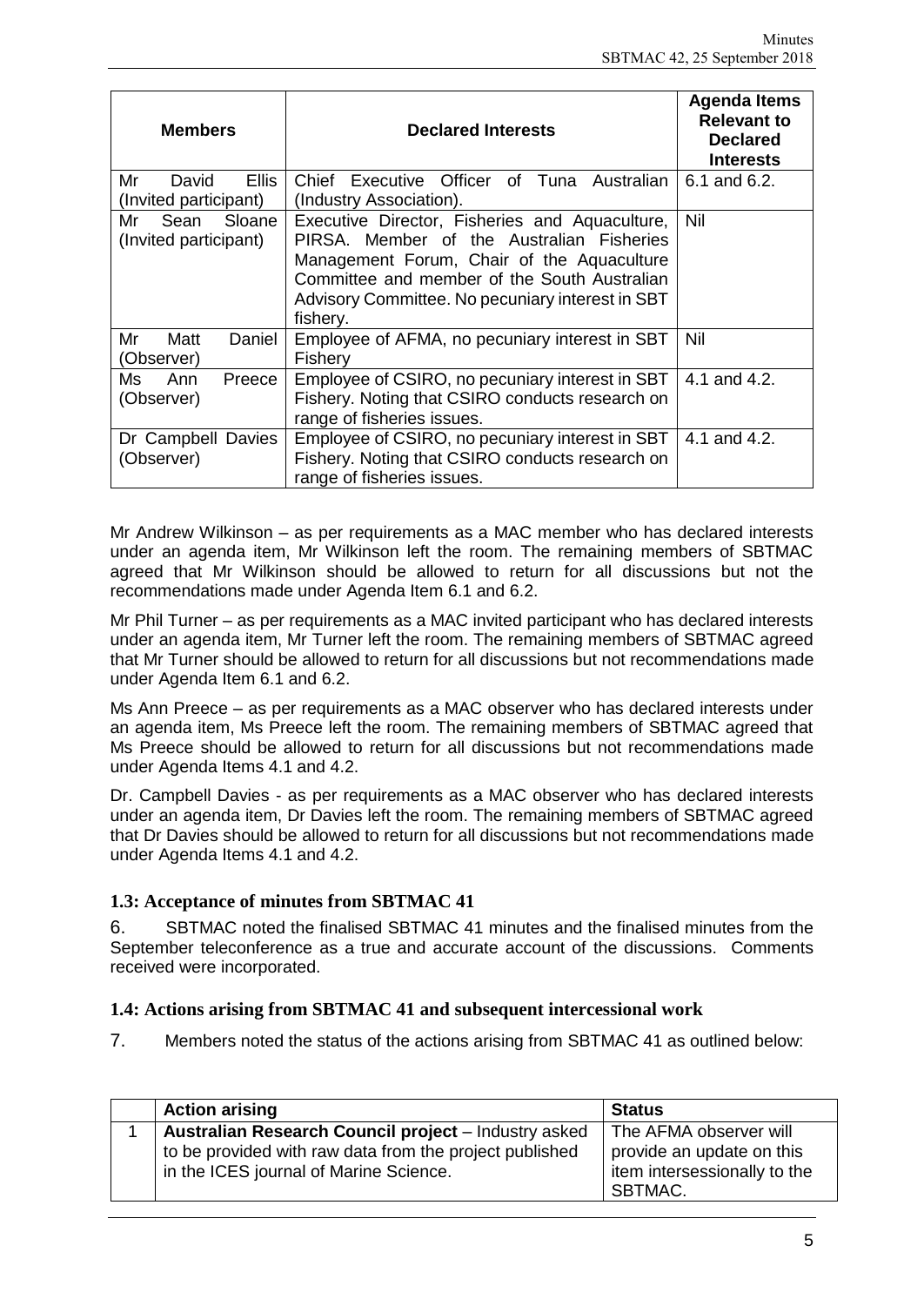| Members | Declared Interests | Agenda Items Relevant to Declared Interests |
|---|---|---|
| Mr David Ellis (Invited participant) | Chief Executive Officer of Tuna Australian (Industry Association). | 6.1 and 6.2. |
| Mr Sean Sloane (Invited participant) | Executive Director, Fisheries and Aquaculture, PIRSA. Member of the Australian Fisheries Management Forum, Chair of the Aquaculture Committee and member of the South Australian Advisory Committee. No pecuniary interest in SBT fishery. | Nil |
| Mr Matt Daniel (Observer) | Employee of AFMA, no pecuniary interest in SBT Fishery | Nil |
| Ms Ann Preece (Observer) | Employee of CSIRO, no pecuniary interest in SBT Fishery. Noting that CSIRO conducts research on range of fisheries issues. | 4.1 and 4.2. |
| Dr Campbell Davies (Observer) | Employee of CSIRO, no pecuniary interest in SBT Fishery. Noting that CSIRO conducts research on range of fisheries issues. | 4.1 and 4.2. |

Mr Andrew Wilkinson – as per requirements as a MAC member who has declared interests under an agenda item, Mr Wilkinson left the room. The remaining members of SBTMAC agreed that Mr Wilkinson should be allowed to return for all discussions but not the recommendations made under Agenda Item 6.1 and 6.2.

Mr Phil Turner – as per requirements as a MAC invited participant who has declared interests under an agenda item, Mr Turner left the room. The remaining members of SBTMAC agreed that Mr Turner should be allowed to return for all discussions but not recommendations made under Agenda Item 6.1 and 6.2.

Ms Ann Preece – as per requirements as a MAC observer who has declared interests under an agenda item, Ms Preece left the room. The remaining members of SBTMAC agreed that Ms Preece should be allowed to return for all discussions but not recommendations made under Agenda Items 4.1 and 4.2.

Dr. Campbell Davies - as per requirements as a MAC observer who has declared interests under an agenda item, Dr Davies left the room. The remaining members of SBTMAC agreed that Dr Davies should be allowed to return for all discussions but not recommendations made under Agenda Items 4.1 and 4.2.

### 1.3: Acceptance of minutes from SBTMAC 41

6. SBTMAC noted the finalised SBTMAC 41 minutes and the finalised minutes from the September teleconference as a true and accurate account of the discussions. Comments received were incorporated.

### 1.4: Actions arising from SBTMAC 41 and subsequent intercessional work

7. Members noted the status of the actions arising from SBTMAC 41 as outlined below:

| | Action arising | Status |
|---|---|---|
| 1 | **Australian Research Council project** – Industry asked to be provided with raw data from the project published in the ICES journal of Marine Science. | The AFMA observer will provide an update on this item intersessionally to the SBTMAC. |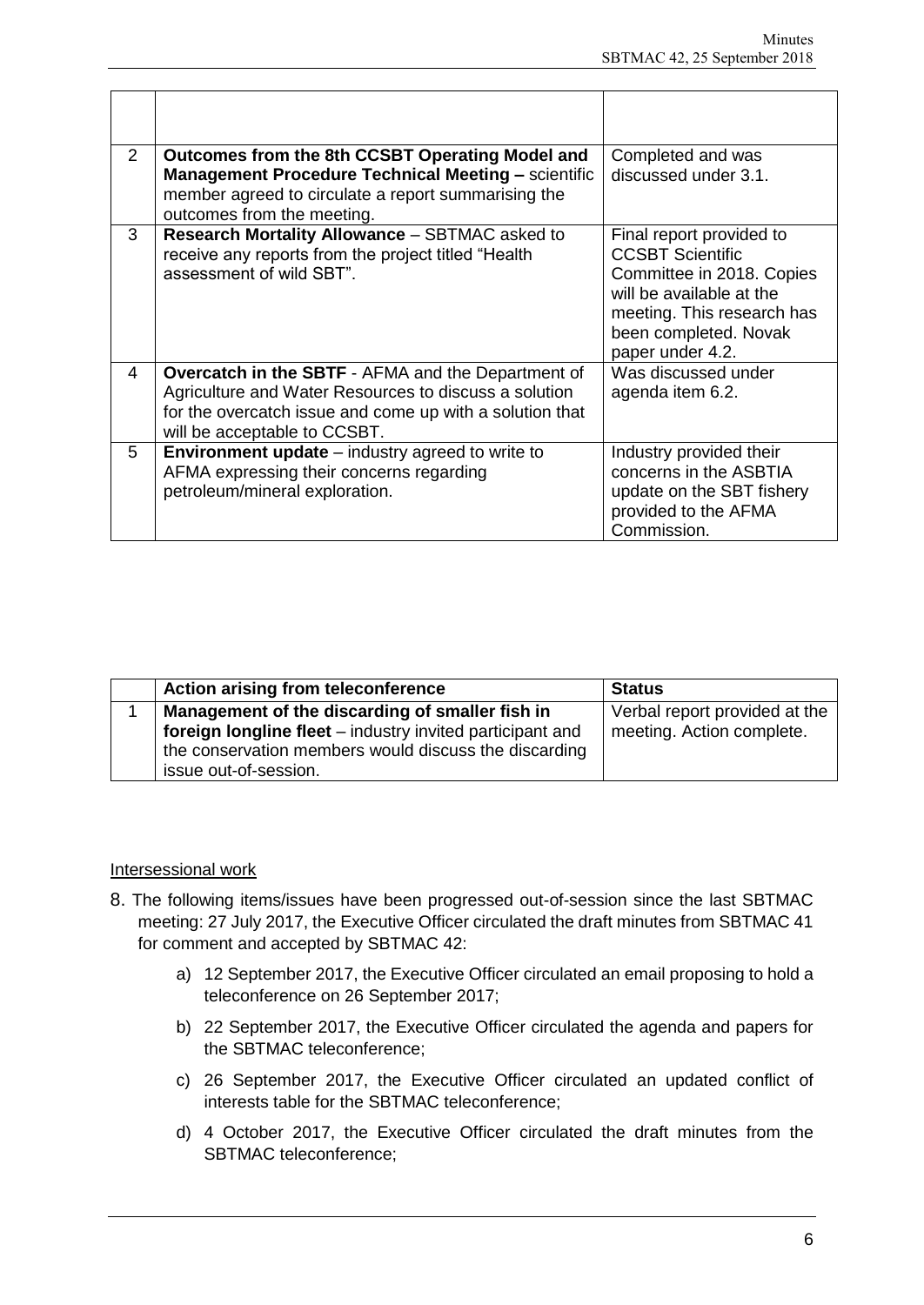| | | |
|---|---|---|
| 2 | **Outcomes from the 8th CCSBT Operating Model and Management Procedure Technical Meeting –** scientific member agreed to circulate a report summarising the outcomes from the meeting. | Completed and was discussed under 3.1. |
| 3 | **Research Mortality Allowance** – SBTMAC asked to receive any reports from the project titled "Health assessment of wild SBT". | Final report provided to CCSBT Scientific Committee in 2018. Copies will be available at the meeting. This research has been completed. Novak paper under 4.2. |
| 4 | **Overcatch in the SBTF** - AFMA and the Department of Agriculture and Water Resources to discuss a solution for the overcatch issue and come up with a solution that will be acceptable to CCSBT. | Was discussed under agenda item 6.2. |
| 5 | **Environment update** – industry agreed to write to AFMA expressing their concerns regarding petroleum/mineral exploration. | Industry provided their concerns in the ASBTIA update on the SBT fishery provided to the AFMA Commission. |

| | **Action arising from teleconference** | **Status** |
|---|---|---|
| 1 | **Management of the discarding of smaller fish in foreign longline fleet** – industry invited participant and the conservation members would discuss the discarding issue out-of-session. | Verbal report provided at the meeting. Action complete. |

Intersessional work

8. The following items/issues have been progressed out-of-session since the last SBTMAC meeting: 27 July 2017, the Executive Officer circulated the draft minutes from SBTMAC 41 for comment and accepted by SBTMAC 42:

    a) 12 September 2017, the Executive Officer circulated an email proposing to hold a teleconference on 26 September 2017;

    b) 22 September 2017, the Executive Officer circulated the agenda and papers for the SBTMAC teleconference;

    c) 26 September 2017, the Executive Officer circulated an updated conflict of interests table for the SBTMAC teleconference;

    d) 4 October 2017, the Executive Officer circulated the draft minutes from the SBTMAC teleconference;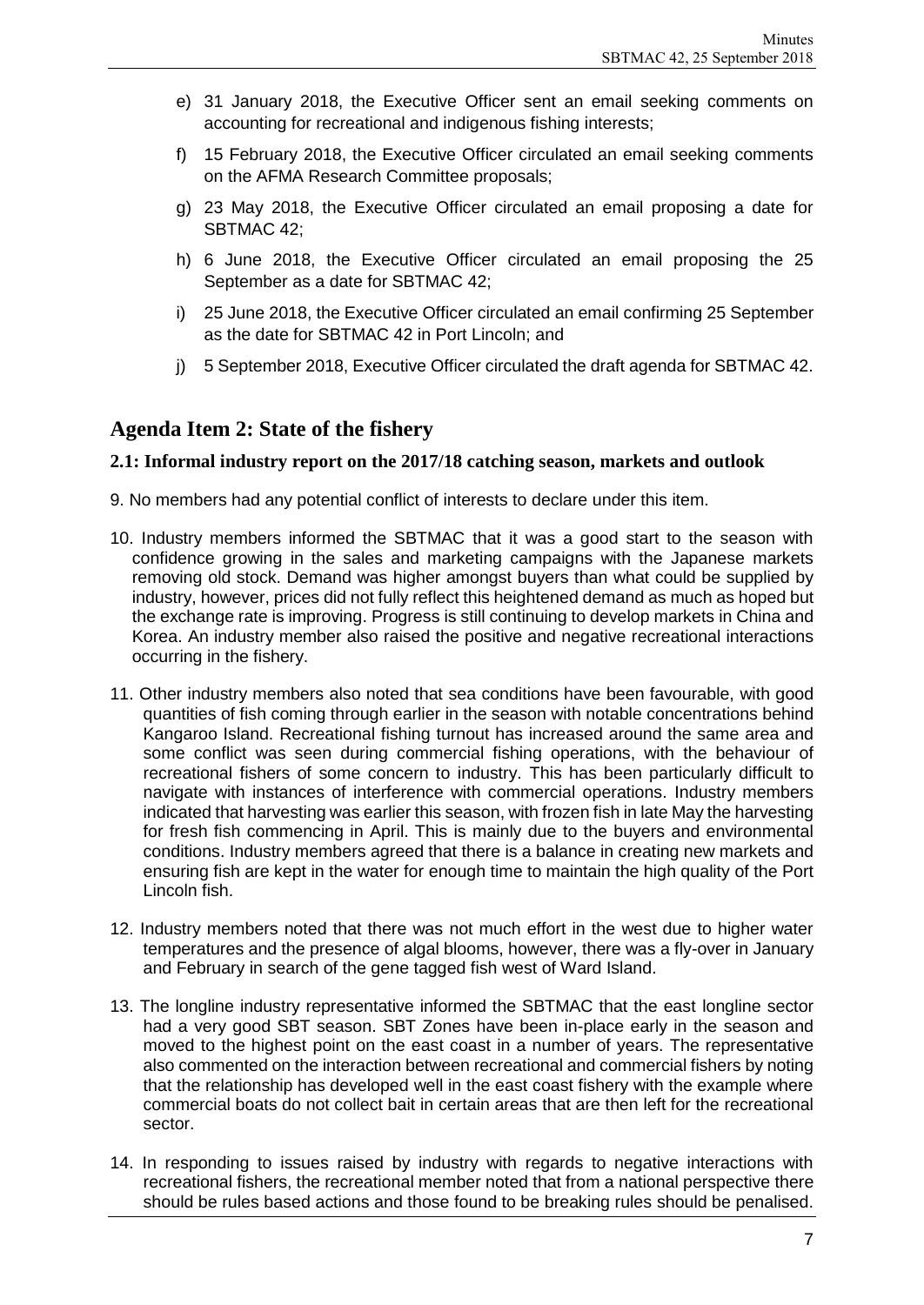e) 31 January 2018, the Executive Officer sent an email seeking comments on accounting for recreational and indigenous fishing interests;

f) 15 February 2018, the Executive Officer circulated an email seeking comments on the AFMA Research Committee proposals;

g) 23 May 2018, the Executive Officer circulated an email proposing a date for SBTMAC 42;

h) 6 June 2018, the Executive Officer circulated an email proposing the 25 September as a date for SBTMAC 42;

i) 25 June 2018, the Executive Officer circulated an email confirming 25 September as the date for SBTMAC 42 in Port Lincoln; and

j) 5 September 2018, Executive Officer circulated the draft agenda for SBTMAC 42.

## Agenda Item 2: State of the fishery

### 2.1: Informal industry report on the 2017/18 catching season, markets and outlook

9. No members had any potential conflict of interests to declare under this item.

10. Industry members informed the SBTMAC that it was a good start to the season with confidence growing in the sales and marketing campaigns with the Japanese markets removing old stock. Demand was higher amongst buyers than what could be supplied by industry, however, prices did not fully reflect this heightened demand as much as hoped but the exchange rate is improving. Progress is still continuing to develop markets in China and Korea. An industry member also raised the positive and negative recreational interactions occurring in the fishery.

11. Other industry members also noted that sea conditions have been favourable, with good quantities of fish coming through earlier in the season with notable concentrations behind Kangaroo Island. Recreational fishing turnout has increased around the same area and some conflict was seen during commercial fishing operations, with the behaviour of recreational fishers of some concern to industry. This has been particularly difficult to navigate with instances of interference with commercial operations. Industry members indicated that harvesting was earlier this season, with frozen fish in late May the harvesting for fresh fish commencing in April. This is mainly due to the buyers and environmental conditions. Industry members agreed that there is a balance in creating new markets and ensuring fish are kept in the water for enough time to maintain the high quality of the Port Lincoln fish.

12. Industry members noted that there was not much effort in the west due to higher water temperatures and the presence of algal blooms, however, there was a fly-over in January and February in search of the gene tagged fish west of Ward Island.

13. The longline industry representative informed the SBTMAC that the east longline sector had a very good SBT season. SBT Zones have been in-place early in the season and moved to the highest point on the east coast in a number of years. The representative also commented on the interaction between recreational and commercial fishers by noting that the relationship has developed well in the east coast fishery with the example where commercial boats do not collect bait in certain areas that are then left for the recreational sector.

14. In responding to issues raised by industry with regards to negative interactions with recreational fishers, the recreational member noted that from a national perspective there should be rules based actions and those found to be breaking rules should be penalised.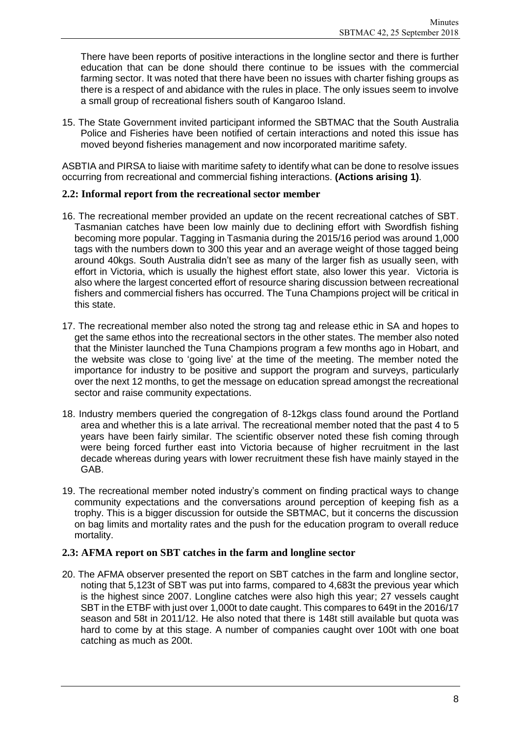There have been reports of positive interactions in the longline sector and there is further education that can be done should there continue to be issues with the commercial farming sector. It was noted that there have been no issues with charter fishing groups as there is a respect of and abidance with the rules in place. The only issues seem to involve a small group of recreational fishers south of Kangaroo Island.

15. The State Government invited participant informed the SBTMAC that the South Australia Police and Fisheries have been notified of certain interactions and noted this issue has moved beyond fisheries management and now incorporated maritime safety.

ASBTIA and PIRSA to liaise with maritime safety to identify what can be done to resolve issues occurring from recreational and commercial fishing interactions. **(Actions arising 1)**.

### 2.2: Informal report from the recreational sector member

16. The recreational member provided an update on the recent recreational catches of SBT. Tasmanian catches have been low mainly due to declining effort with Swordfish fishing becoming more popular. Tagging in Tasmania during the 2015/16 period was around 1,000 tags with the numbers down to 300 this year and an average weight of those tagged being around 40kgs. South Australia didn't see as many of the larger fish as usually seen, with effort in Victoria, which is usually the highest effort state, also lower this year. Victoria is also where the largest concerted effort of resource sharing discussion between recreational fishers and commercial fishers has occurred. The Tuna Champions project will be critical in this state.

17. The recreational member also noted the strong tag and release ethic in SA and hopes to get the same ethos into the recreational sectors in the other states. The member also noted that the Minister launched the Tuna Champions program a few months ago in Hobart, and the website was close to 'going live' at the time of the meeting. The member noted the importance for industry to be positive and support the program and surveys, particularly over the next 12 months, to get the message on education spread amongst the recreational sector and raise community expectations.

18. Industry members queried the congregation of 8-12kgs class found around the Portland area and whether this is a late arrival. The recreational member noted that the past 4 to 5 years have been fairly similar. The scientific observer noted these fish coming through were being forced further east into Victoria because of higher recruitment in the last decade whereas during years with lower recruitment these fish have mainly stayed in the GAB.

19. The recreational member noted industry's comment on finding practical ways to change community expectations and the conversations around perception of keeping fish as a trophy. This is a bigger discussion for outside the SBTMAC, but it concerns the discussion on bag limits and mortality rates and the push for the education program to overall reduce mortality.

### 2.3: AFMA report on SBT catches in the farm and longline sector

20. The AFMA observer presented the report on SBT catches in the farm and longline sector, noting that 5,123t of SBT was put into farms, compared to 4,683t the previous year which is the highest since 2007. Longline catches were also high this year; 27 vessels caught SBT in the ETBF with just over 1,000t to date caught. This compares to 649t in the 2016/17 season and 58t in 2011/12. He also noted that there is 148t still available but quota was hard to come by at this stage. A number of companies caught over 100t with one boat catching as much as 200t.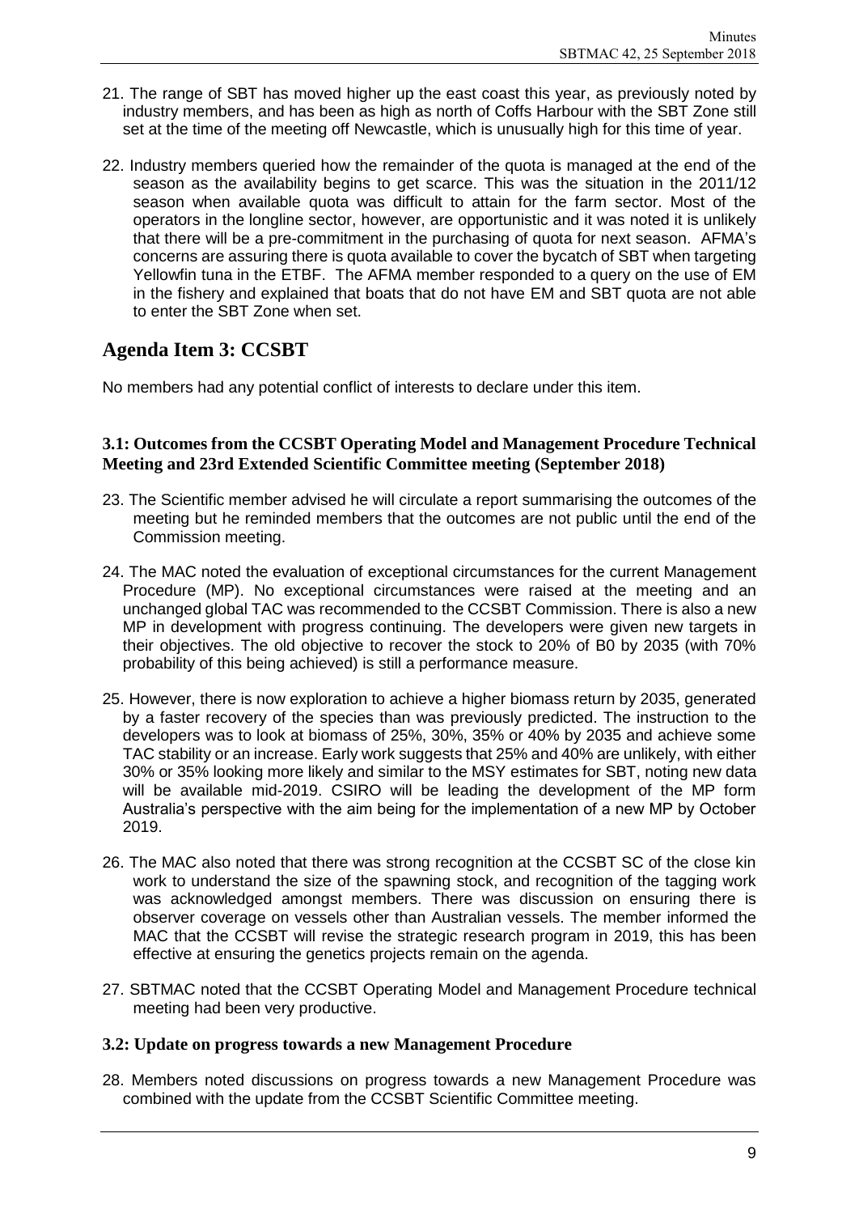21. The range of SBT has moved higher up the east coast this year, as previously noted by industry members, and has been as high as north of Coffs Harbour with the SBT Zone still set at the time of the meeting off Newcastle, which is unusually high for this time of year.

22. Industry members queried how the remainder of the quota is managed at the end of the season as the availability begins to get scarce. This was the situation in the 2011/12 season when available quota was difficult to attain for the farm sector. Most of the operators in the longline sector, however, are opportunistic and it was noted it is unlikely that there will be a pre-commitment in the purchasing of quota for next season. AFMA's concerns are assuring there is quota available to cover the bycatch of SBT when targeting Yellowfin tuna in the ETBF. The AFMA member responded to a query on the use of EM in the fishery and explained that boats that do not have EM and SBT quota are not able to enter the SBT Zone when set.

## Agenda Item 3: CCSBT

No members had any potential conflict of interests to declare under this item.

### 3.1: Outcomes from the CCSBT Operating Model and Management Procedure Technical Meeting and 23rd Extended Scientific Committee meeting (September 2018)

23. The Scientific member advised he will circulate a report summarising the outcomes of the meeting but he reminded members that the outcomes are not public until the end of the Commission meeting.

24. The MAC noted the evaluation of exceptional circumstances for the current Management Procedure (MP). No exceptional circumstances were raised at the meeting and an unchanged global TAC was recommended to the CCSBT Commission. There is also a new MP in development with progress continuing. The developers were given new targets in their objectives. The old objective to recover the stock to 20% of B0 by 2035 (with 70% probability of this being achieved) is still a performance measure.

25. However, there is now exploration to achieve a higher biomass return by 2035, generated by a faster recovery of the species than was previously predicted. The instruction to the developers was to look at biomass of 25%, 30%, 35% or 40% by 2035 and achieve some TAC stability or an increase. Early work suggests that 25% and 40% are unlikely, with either 30% or 35% looking more likely and similar to the MSY estimates for SBT, noting new data will be available mid-2019. CSIRO will be leading the development of the MP form Australia's perspective with the aim being for the implementation of a new MP by October 2019.

26. The MAC also noted that there was strong recognition at the CCSBT SC of the close kin work to understand the size of the spawning stock, and recognition of the tagging work was acknowledged amongst members. There was discussion on ensuring there is observer coverage on vessels other than Australian vessels. The member informed the MAC that the CCSBT will revise the strategic research program in 2019, this has been effective at ensuring the genetics projects remain on the agenda.

27. SBTMAC noted that the CCSBT Operating Model and Management Procedure technical meeting had been very productive.

### 3.2: Update on progress towards a new Management Procedure

28. Members noted discussions on progress towards a new Management Procedure was combined with the update from the CCSBT Scientific Committee meeting.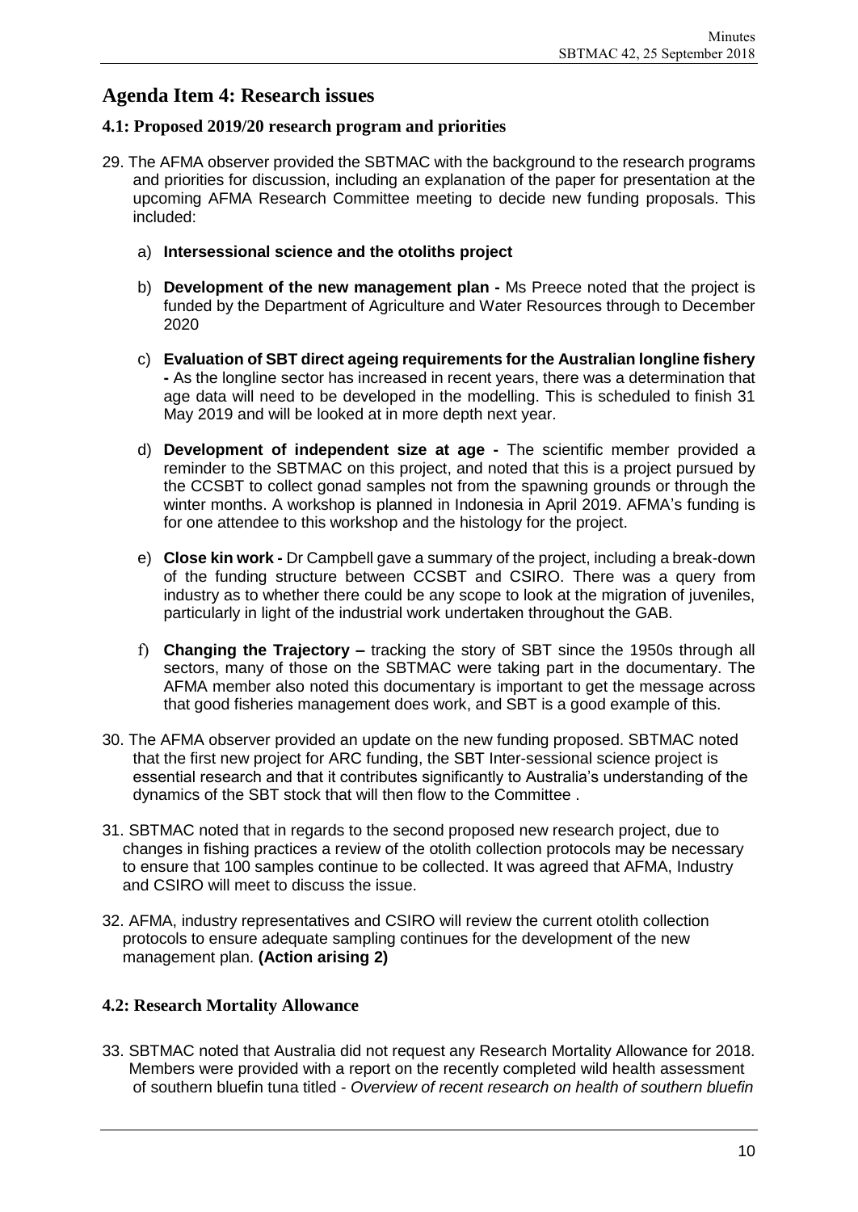## Agenda Item 4: Research issues

### 4.1: Proposed 2019/20 research program and priorities

29. The AFMA observer provided the SBTMAC with the background to the research programs and priorities for discussion, including an explanation of the paper for presentation at the upcoming AFMA Research Committee meeting to decide new funding proposals. This included:

    a) **Intersessional science and the otoliths project**

    b) **Development of the new management plan -** Ms Preece noted that the project is funded by the Department of Agriculture and Water Resources through to December 2020

    c) **Evaluation of SBT direct ageing requirements for the Australian longline fishery -** As the longline sector has increased in recent years, there was a determination that age data will need to be developed in the modelling. This is scheduled to finish 31 May 2019 and will be looked at in more depth next year.

    d) **Development of independent size at age -** The scientific member provided a reminder to the SBTMAC on this project, and noted that this is a project pursued by the CCSBT to collect gonad samples not from the spawning grounds or through the winter months. A workshop is planned in Indonesia in April 2019. AFMA's funding is for one attendee to this workshop and the histology for the project.

    e) **Close kin work -** Dr Campbell gave a summary of the project, including a break-down of the funding structure between CCSBT and CSIRO. There was a query from industry as to whether there could be any scope to look at the migration of juveniles, particularly in light of the industrial work undertaken throughout the GAB.

    f) **Changing the Trajectory –** tracking the story of SBT since the 1950s through all sectors, many of those on the SBTMAC were taking part in the documentary. The AFMA member also noted this documentary is important to get the message across that good fisheries management does work, and SBT is a good example of this.

30. The AFMA observer provided an update on the new funding proposed. SBTMAC noted that the first new project for ARC funding, the SBT Inter-sessional science project is essential research and that it contributes significantly to Australia's understanding of the dynamics of the SBT stock that will then flow to the Committee .

31. SBTMAC noted that in regards to the second proposed new research project, due to changes in fishing practices a review of the otolith collection protocols may be necessary to ensure that 100 samples continue to be collected. It was agreed that AFMA, Industry and CSIRO will meet to discuss the issue.

32. AFMA, industry representatives and CSIRO will review the current otolith collection protocols to ensure adequate sampling continues for the development of the new management plan. **(Action arising 2)**

### 4.2: Research Mortality Allowance

33. SBTMAC noted that Australia did not request any Research Mortality Allowance for 2018. Members were provided with a report on the recently completed wild health assessment of southern bluefin tuna titled - *Overview of recent research on health of southern bluefin*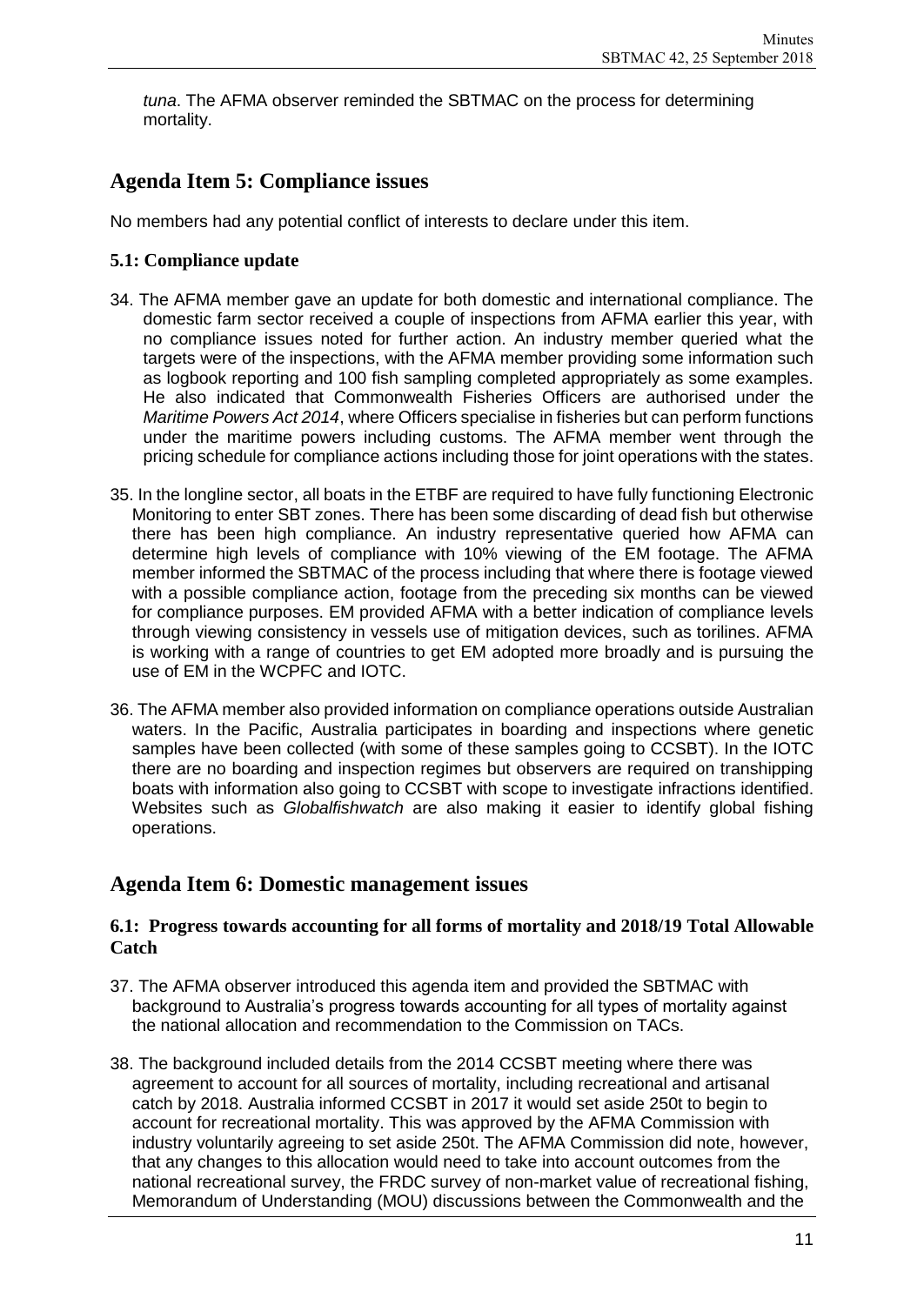*tuna*. The AFMA observer reminded the SBTMAC on the process for determining mortality.

## Agenda Item 5: Compliance issues

No members had any potential conflict of interests to declare under this item.

### 5.1: Compliance update

34. The AFMA member gave an update for both domestic and international compliance. The domestic farm sector received a couple of inspections from AFMA earlier this year, with no compliance issues noted for further action. An industry member queried what the targets were of the inspections, with the AFMA member providing some information such as logbook reporting and 100 fish sampling completed appropriately as some examples. He also indicated that Commonwealth Fisheries Officers are authorised under the *Maritime Powers Act 2014*, where Officers specialise in fisheries but can perform functions under the maritime powers including customs. The AFMA member went through the pricing schedule for compliance actions including those for joint operations with the states.

35. In the longline sector, all boats in the ETBF are required to have fully functioning Electronic Monitoring to enter SBT zones. There has been some discarding of dead fish but otherwise there has been high compliance. An industry representative queried how AFMA can determine high levels of compliance with 10% viewing of the EM footage. The AFMA member informed the SBTMAC of the process including that where there is footage viewed with a possible compliance action, footage from the preceding six months can be viewed for compliance purposes. EM provided AFMA with a better indication of compliance levels through viewing consistency in vessels use of mitigation devices, such as torilines. AFMA is working with a range of countries to get EM adopted more broadly and is pursuing the use of EM in the WCPFC and IOTC.

36. The AFMA member also provided information on compliance operations outside Australian waters. In the Pacific, Australia participates in boarding and inspections where genetic samples have been collected (with some of these samples going to CCSBT). In the IOTC there are no boarding and inspection regimes but observers are required on transhipping boats with information also going to CCSBT with scope to investigate infractions identified. Websites such as *Globalfishwatch* are also making it easier to identify global fishing operations.

## Agenda Item 6: Domestic management issues

### 6.1: Progress towards accounting for all forms of mortality and 2018/19 Total Allowable Catch

37. The AFMA observer introduced this agenda item and provided the SBTMAC with background to Australia's progress towards accounting for all types of mortality against the national allocation and recommendation to the Commission on TACs.

38. The background included details from the 2014 CCSBT meeting where there was agreement to account for all sources of mortality, including recreational and artisanal catch by 2018. Australia informed CCSBT in 2017 it would set aside 250t to begin to account for recreational mortality. This was approved by the AFMA Commission with industry voluntarily agreeing to set aside 250t. The AFMA Commission did note, however, that any changes to this allocation would need to take into account outcomes from the national recreational survey, the FRDC survey of non-market value of recreational fishing, Memorandum of Understanding (MOU) discussions between the Commonwealth and the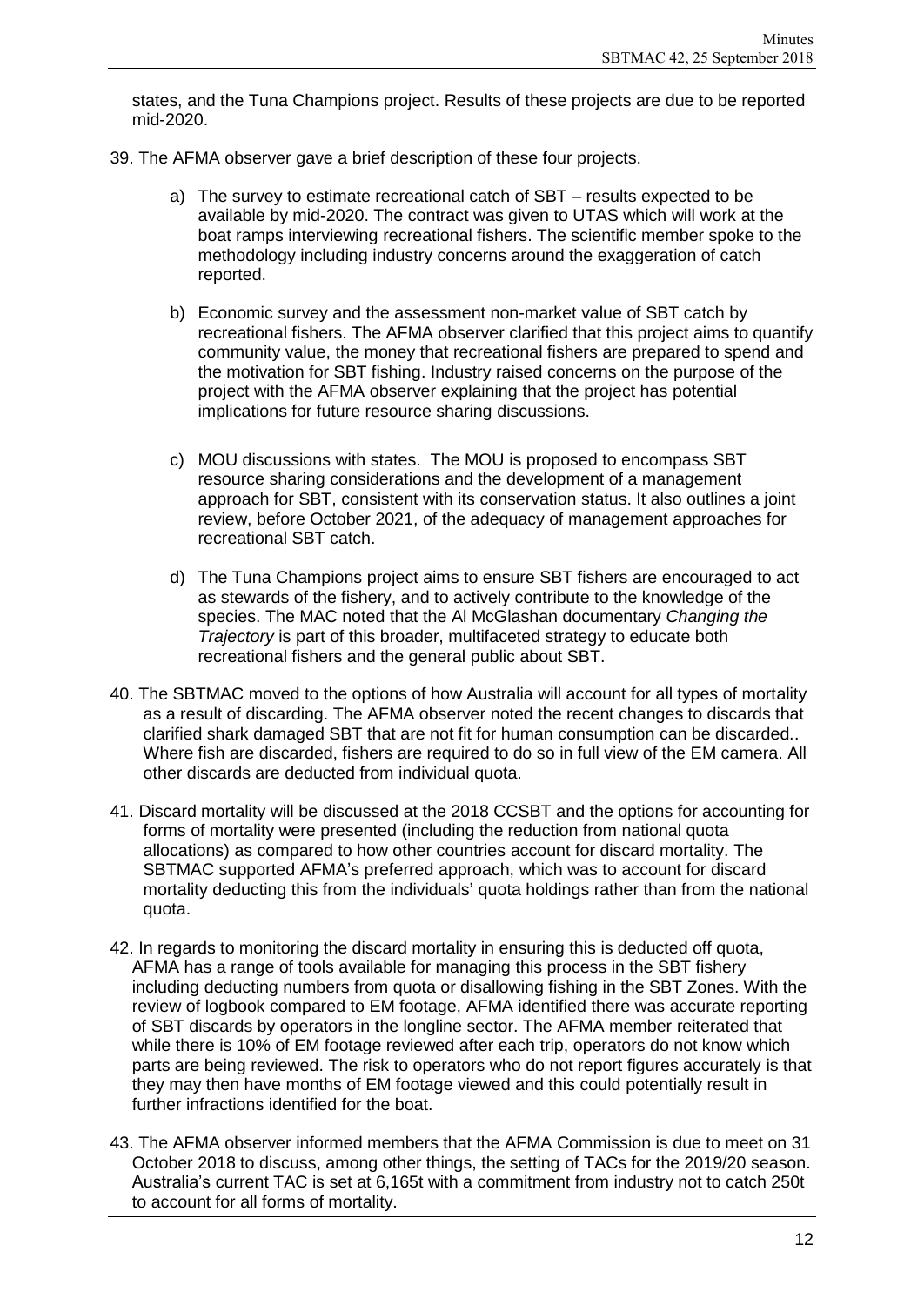states, and the Tuna Champions project. Results of these projects are due to be reported mid-2020.

39. The AFMA observer gave a brief description of these four projects.

    a) The survey to estimate recreational catch of SBT – results expected to be available by mid-2020. The contract was given to UTAS which will work at the boat ramps interviewing recreational fishers. The scientific member spoke to the methodology including industry concerns around the exaggeration of catch reported.

    b) Economic survey and the assessment non-market value of SBT catch by recreational fishers. The AFMA observer clarified that this project aims to quantify community value, the money that recreational fishers are prepared to spend and the motivation for SBT fishing. Industry raised concerns on the purpose of the project with the AFMA observer explaining that the project has potential implications for future resource sharing discussions.

    c) MOU discussions with states. The MOU is proposed to encompass SBT resource sharing considerations and the development of a management approach for SBT, consistent with its conservation status. It also outlines a joint review, before October 2021, of the adequacy of management approaches for recreational SBT catch.

    d) The Tuna Champions project aims to ensure SBT fishers are encouraged to act as stewards of the fishery, and to actively contribute to the knowledge of the species. The MAC noted that the Al McGlashan documentary *Changing the Trajectory* is part of this broader, multifaceted strategy to educate both recreational fishers and the general public about SBT.

40. The SBTMAC moved to the options of how Australia will account for all types of mortality as a result of discarding. The AFMA observer noted the recent changes to discards that clarified shark damaged SBT that are not fit for human consumption can be discarded.. Where fish are discarded, fishers are required to do so in full view of the EM camera. All other discards are deducted from individual quota.

41. Discard mortality will be discussed at the 2018 CCSBT and the options for accounting for forms of mortality were presented (including the reduction from national quota allocations) as compared to how other countries account for discard mortality. The SBTMAC supported AFMA's preferred approach, which was to account for discard mortality deducting this from the individuals' quota holdings rather than from the national quota.

42. In regards to monitoring the discard mortality in ensuring this is deducted off quota, AFMA has a range of tools available for managing this process in the SBT fishery including deducting numbers from quota or disallowing fishing in the SBT Zones. With the review of logbook compared to EM footage, AFMA identified there was accurate reporting of SBT discards by operators in the longline sector. The AFMA member reiterated that while there is 10% of EM footage reviewed after each trip, operators do not know which parts are being reviewed. The risk to operators who do not report figures accurately is that they may then have months of EM footage viewed and this could potentially result in further infractions identified for the boat.

43. The AFMA observer informed members that the AFMA Commission is due to meet on 31 October 2018 to discuss, among other things, the setting of TACs for the 2019/20 season. Australia's current TAC is set at 6,165t with a commitment from industry not to catch 250t to account for all forms of mortality.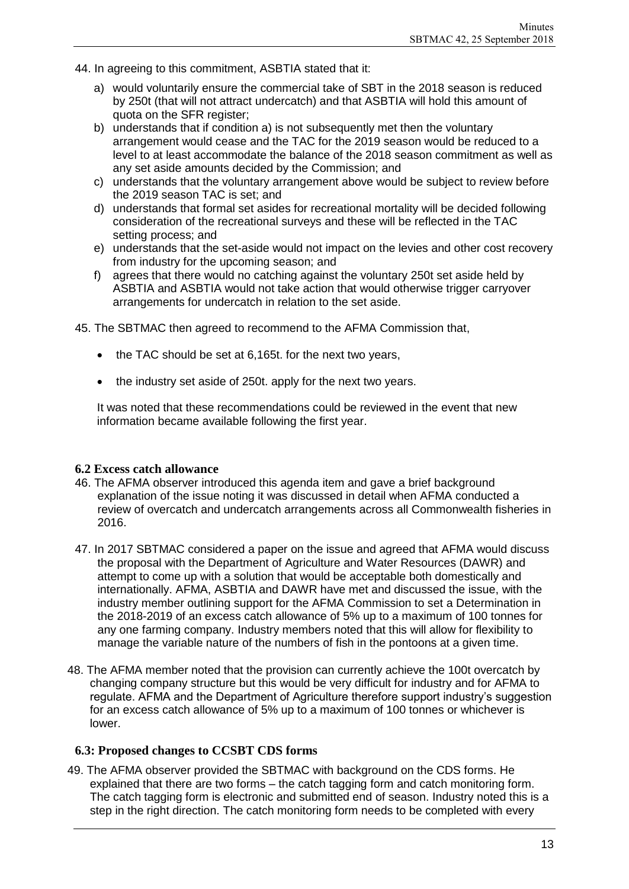44. In agreeing to this commitment, ASBTIA stated that it:

  a) would voluntarily ensure the commercial take of SBT in the 2018 season is reduced by 250t (that will not attract undercatch) and that ASBTIA will hold this amount of quota on the SFR register;
  b) understands that if condition a) is not subsequently met then the voluntary arrangement would cease and the TAC for the 2019 season would be reduced to a level to at least accommodate the balance of the 2018 season commitment as well as any set aside amounts decided by the Commission; and
  c) understands that the voluntary arrangement above would be subject to review before the 2019 season TAC is set; and
  d) understands that formal set asides for recreational mortality will be decided following consideration of the recreational surveys and these will be reflected in the TAC setting process; and
  e) understands that the set-aside would not impact on the levies and other cost recovery from industry for the upcoming season; and
  f) agrees that there would no catching against the voluntary 250t set aside held by ASBTIA and ASBTIA would not take action that would otherwise trigger carryover arrangements for undercatch in relation to the set aside.

45. The SBTMAC then agreed to recommend to the AFMA Commission that,

  - the TAC should be set at 6,165t. for the next two years,
  - the industry set aside of 250t. apply for the next two years.

  It was noted that these recommendations could be reviewed in the event that new information became available following the first year.

### 6.2 Excess catch allowance

46. The AFMA observer introduced this agenda item and gave a brief background explanation of the issue noting it was discussed in detail when AFMA conducted a review of overcatch and undercatch arrangements across all Commonwealth fisheries in 2016.

47. In 2017 SBTMAC considered a paper on the issue and agreed that AFMA would discuss the proposal with the Department of Agriculture and Water Resources (DAWR) and attempt to come up with a solution that would be acceptable both domestically and internationally. AFMA, ASBTIA and DAWR have met and discussed the issue, with the industry member outlining support for the AFMA Commission to set a Determination in the 2018-2019 of an excess catch allowance of 5% up to a maximum of 100 tonnes for any one farming company. Industry members noted that this will allow for flexibility to manage the variable nature of the numbers of fish in the pontoons at a given time.

48. The AFMA member noted that the provision can currently achieve the 100t overcatch by changing company structure but this would be very difficult for industry and for AFMA to regulate. AFMA and the Department of Agriculture therefore support industry's suggestion for an excess catch allowance of 5% up to a maximum of 100 tonnes or whichever is lower.

### 6.3: Proposed changes to CCSBT CDS forms

49. The AFMA observer provided the SBTMAC with background on the CDS forms. He explained that there are two forms – the catch tagging form and catch monitoring form. The catch tagging form is electronic and submitted end of season. Industry noted this is a step in the right direction. The catch monitoring form needs to be completed with every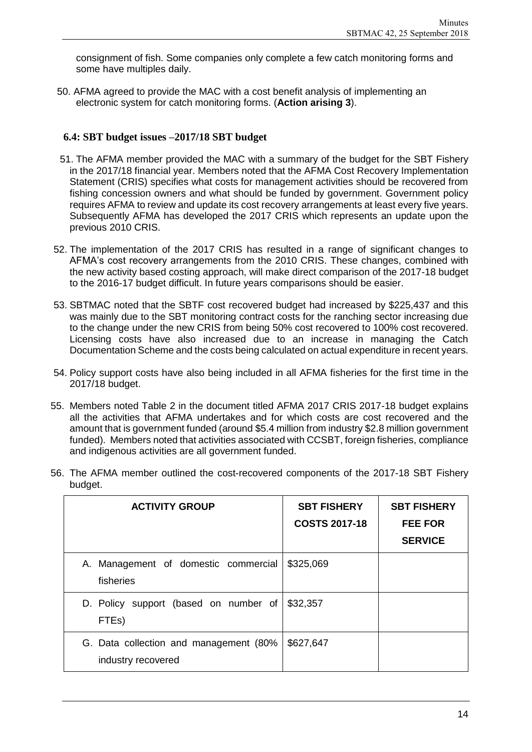consignment of fish. Some companies only complete a few catch monitoring forms and some have multiples daily.

50. AFMA agreed to provide the MAC with a cost benefit analysis of implementing an electronic system for catch monitoring forms. (**Action arising 3**).

### 6.4: SBT budget issues –2017/18 SBT budget

51. The AFMA member provided the MAC with a summary of the budget for the SBT Fishery in the 2017/18 financial year. Members noted that the AFMA Cost Recovery Implementation Statement (CRIS) specifies what costs for management activities should be recovered from fishing concession owners and what should be funded by government. Government policy requires AFMA to review and update its cost recovery arrangements at least every five years. Subsequently AFMA has developed the 2017 CRIS which represents an update upon the previous 2010 CRIS.

52. The implementation of the 2017 CRIS has resulted in a range of significant changes to AFMA's cost recovery arrangements from the 2010 CRIS. These changes, combined with the new activity based costing approach, will make direct comparison of the 2017-18 budget to the 2016-17 budget difficult. In future years comparisons should be easier.

53. SBTMAC noted that the SBTF cost recovered budget had increased by $225,437 and this was mainly due to the SBT monitoring contract costs for the ranching sector increasing due to the change under the new CRIS from being 50% cost recovered to 100% cost recovered. Licensing costs have also increased due to an increase in managing the Catch Documentation Scheme and the costs being calculated on actual expenditure in recent years.

54. Policy support costs have also being included in all AFMA fisheries for the first time in the 2017/18 budget.

55. Members noted Table 2 in the document titled AFMA 2017 CRIS 2017-18 budget explains all the activities that AFMA undertakes and for which costs are cost recovered and the amount that is government funded (around $5.4 million from industry $2.8 million government funded). Members noted that activities associated with CCSBT, foreign fisheries, compliance and indigenous activities are all government funded.

56. The AFMA member outlined the cost-recovered components of the 2017-18 SBT Fishery budget.

| ACTIVITY GROUP | SBT FISHERY COSTS 2017-18 | SBT FISHERY FEE FOR SERVICE |
|---|---|---|
| A. Management of domestic commercial fisheries | $325,069 | |
| D. Policy support (based on number of FTEs) | $32,357 | |
| G. Data collection and management (80% industry recovered | $627,647 | |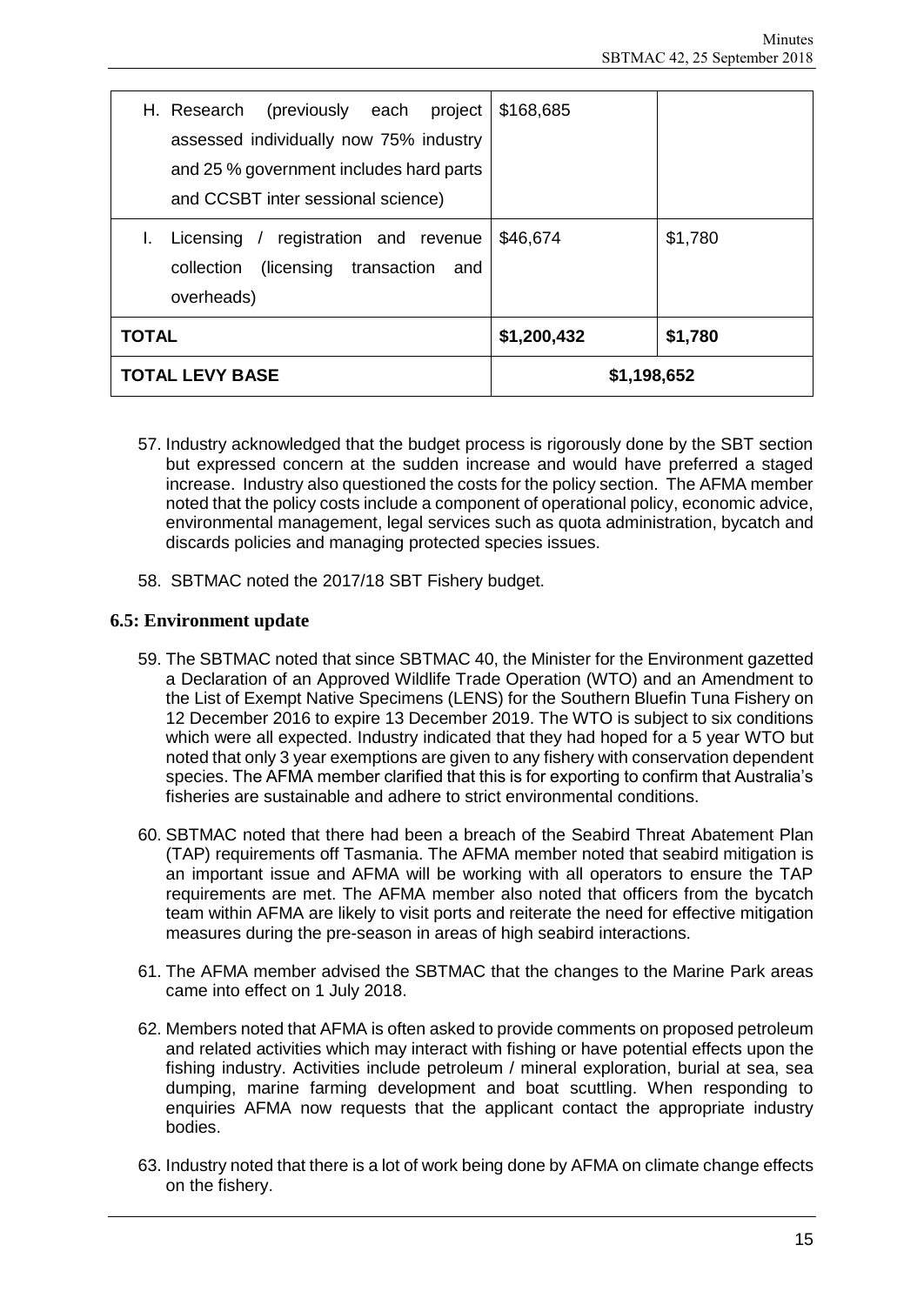| | | |
|---|---|---|
| H. Research (previously each project assessed individually now 75% industry and 25 % government includes hard parts and CCSBT inter sessional science) | $168,685 | |
| I. Licensing / registration and revenue collection (licensing transaction and overheads) | $46,674 | $1,780 |
| **TOTAL** | **$1,200,432** | **$1,780** |
| **TOTAL LEVY BASE** | **$1,198,652** | |

57. Industry acknowledged that the budget process is rigorously done by the SBT section but expressed concern at the sudden increase and would have preferred a staged increase. Industry also questioned the costs for the policy section. The AFMA member noted that the policy costs include a component of operational policy, economic advice, environmental management, legal services such as quota administration, bycatch and discards policies and managing protected species issues.

58. SBTMAC noted the 2017/18 SBT Fishery budget.

### 6.5: Environment update

59. The SBTMAC noted that since SBTMAC 40, the Minister for the Environment gazetted a Declaration of an Approved Wildlife Trade Operation (WTO) and an Amendment to the List of Exempt Native Specimens (LENS) for the Southern Bluefin Tuna Fishery on 12 December 2016 to expire 13 December 2019. The WTO is subject to six conditions which were all expected. Industry indicated that they had hoped for a 5 year WTO but noted that only 3 year exemptions are given to any fishery with conservation dependent species. The AFMA member clarified that this is for exporting to confirm that Australia's fisheries are sustainable and adhere to strict environmental conditions.

60. SBTMAC noted that there had been a breach of the Seabird Threat Abatement Plan (TAP) requirements off Tasmania. The AFMA member noted that seabird mitigation is an important issue and AFMA will be working with all operators to ensure the TAP requirements are met. The AFMA member also noted that officers from the bycatch team within AFMA are likely to visit ports and reiterate the need for effective mitigation measures during the pre-season in areas of high seabird interactions.

61. The AFMA member advised the SBTMAC that the changes to the Marine Park areas came into effect on 1 July 2018.

62. Members noted that AFMA is often asked to provide comments on proposed petroleum and related activities which may interact with fishing or have potential effects upon the fishing industry. Activities include petroleum / mineral exploration, burial at sea, sea dumping, marine farming development and boat scuttling. When responding to enquiries AFMA now requests that the applicant contact the appropriate industry bodies.

63. Industry noted that there is a lot of work being done by AFMA on climate change effects on the fishery.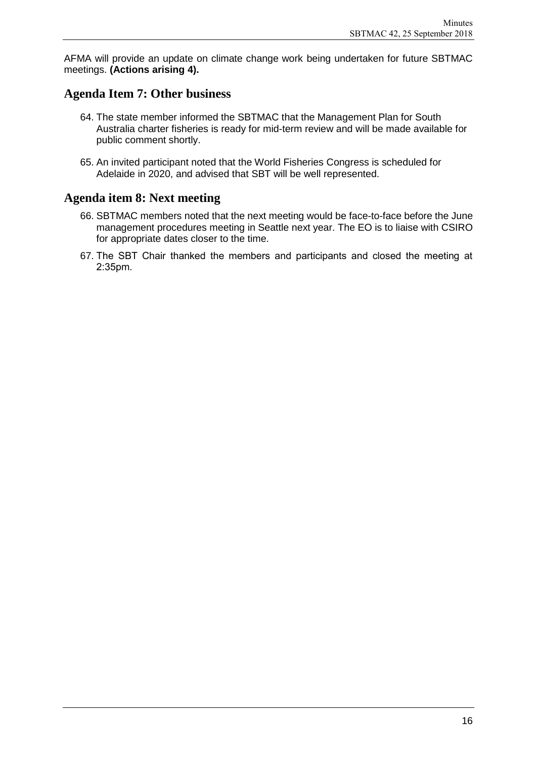AFMA will provide an update on climate change work being undertaken for future SBTMAC meetings. **(Actions arising 4).**

## Agenda Item 7: Other business

64. The state member informed the SBTMAC that the Management Plan for South Australia charter fisheries is ready for mid-term review and will be made available for public comment shortly.

65. An invited participant noted that the World Fisheries Congress is scheduled for Adelaide in 2020, and advised that SBT will be well represented.

## Agenda item 8: Next meeting

66. SBTMAC members noted that the next meeting would be face-to-face before the June management procedures meeting in Seattle next year. The EO is to liaise with CSIRO for appropriate dates closer to the time.

67. The SBT Chair thanked the members and participants and closed the meeting at 2:35pm.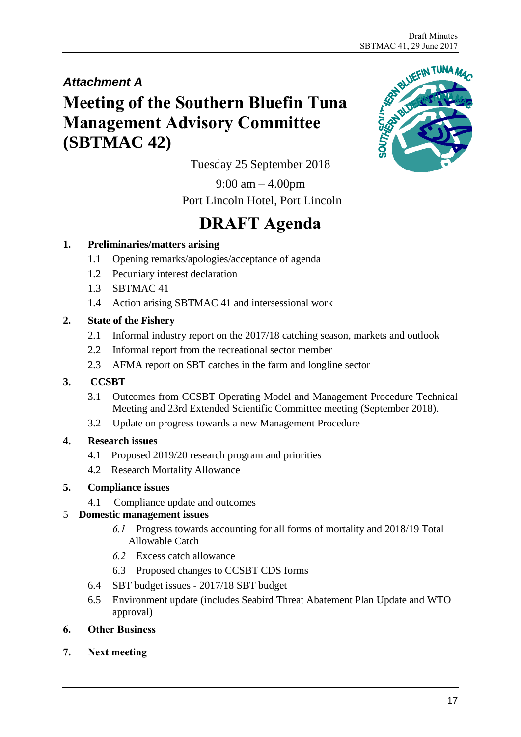*Attachment A*

# Meeting of the Southern Bluefin Tuna Management Advisory Committee (SBTMAC 42)

Tuesday 25 September 2018

9:00 am – 4.00pm

Port Lincoln Hotel, Port Lincoln

# DRAFT Agenda

**1. Preliminaries/matters arising**

- 1.1 Opening remarks/apologies/acceptance of agenda
- 1.2 Pecuniary interest declaration
- 1.3 SBTMAC 41
- 1.4 Action arising SBTMAC 41 and intersessional work

**2. State of the Fishery**

- 2.1 Informal industry report on the 2017/18 catching season, markets and outlook
- 2.2 Informal report from the recreational sector member
- 2.3 AFMA report on SBT catches in the farm and longline sector

**3. CCSBT**

- 3.1 Outcomes from CCSBT Operating Model and Management Procedure Technical Meeting and 23rd Extended Scientific Committee meeting (September 2018).
- 3.2 Update on progress towards a new Management Procedure

**4. Research issues**

- 4.1 Proposed 2019/20 research program and priorities
- 4.2 Research Mortality Allowance

**5. Compliance issues**

- 4.1 Compliance update and outcomes

**5 Domestic management issues**

- *6.1* Progress towards accounting for all forms of mortality and 2018/19 Total Allowable Catch
- *6.2* Excess catch allowance
- 6.3 Proposed changes to CCSBT CDS forms
- 6.4 SBT budget issues - 2017/18 SBT budget
- 6.5 Environment update (includes Seabird Threat Abatement Plan Update and WTO approval)

**6. Other Business**

**7. Next meeting**